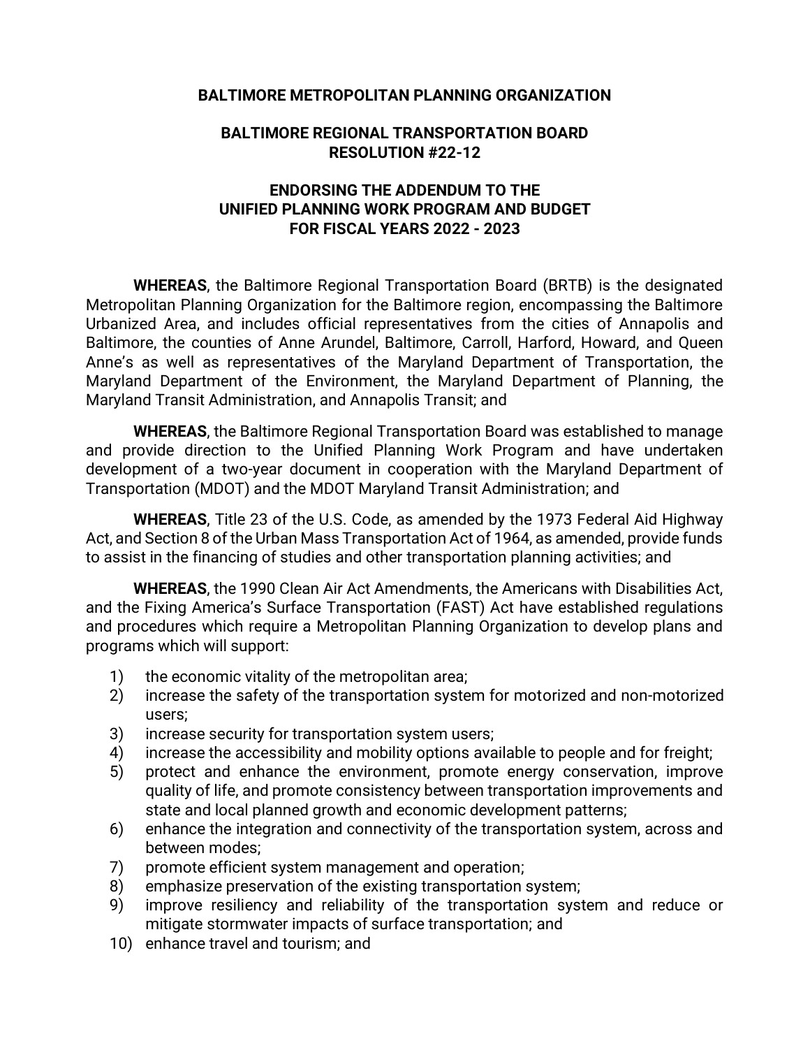**BALTIMORE METROPOLITAN PLANNING ORGANIZATION**

**BALTIMORE REGIONAL TRANSPORTATION BOARD**
**RESOLUTION #22-12**

**ENDORSING THE ADDENDUM TO THE**
**UNIFIED PLANNING WORK PROGRAM AND BUDGET**
**FOR FISCAL YEARS 2022 - 2023**

**WHEREAS**, the Baltimore Regional Transportation Board (BRTB) is the designated Metropolitan Planning Organization for the Baltimore region, encompassing the Baltimore Urbanized Area, and includes official representatives from the cities of Annapolis and Baltimore, the counties of Anne Arundel, Baltimore, Carroll, Harford, Howard, and Queen Anne's as well as representatives of the Maryland Department of Transportation, the Maryland Department of the Environment, the Maryland Department of Planning, the Maryland Transit Administration, and Annapolis Transit; and

**WHEREAS**, the Baltimore Regional Transportation Board was established to manage and provide direction to the Unified Planning Work Program and have undertaken development of a two-year document in cooperation with the Maryland Department of Transportation (MDOT) and the MDOT Maryland Transit Administration; and

**WHEREAS**, Title 23 of the U.S. Code, as amended by the 1973 Federal Aid Highway Act, and Section 8 of the Urban Mass Transportation Act of 1964, as amended, provide funds to assist in the financing of studies and other transportation planning activities; and

**WHEREAS**, the 1990 Clean Air Act Amendments, the Americans with Disabilities Act, and the Fixing America's Surface Transportation (FAST) Act have established regulations and procedures which require a Metropolitan Planning Organization to develop plans and programs which will support:

1) the economic vitality of the metropolitan area;
2) increase the safety of the transportation system for motorized and non-motorized users;
3) increase security for transportation system users;
4) increase the accessibility and mobility options available to people and for freight;
5) protect and enhance the environment, promote energy conservation, improve quality of life, and promote consistency between transportation improvements and state and local planned growth and economic development patterns;
6) enhance the integration and connectivity of the transportation system, across and between modes;
7) promote efficient system management and operation;
8) emphasize preservation of the existing transportation system;
9) improve resiliency and reliability of the transportation system and reduce or mitigate stormwater impacts of surface transportation; and
10) enhance travel and tourism; and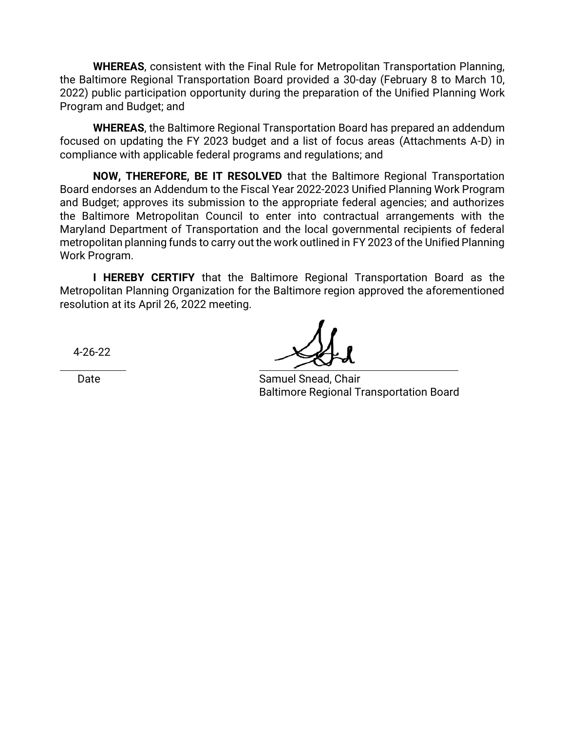**WHEREAS**, consistent with the Final Rule for Metropolitan Transportation Planning, the Baltimore Regional Transportation Board provided a 30-day (February 8 to March 10, 2022) public participation opportunity during the preparation of the Unified Planning Work Program and Budget; and

**WHEREAS**, the Baltimore Regional Transportation Board has prepared an addendum focused on updating the FY 2023 budget and a list of focus areas (Attachments A-D) in compliance with applicable federal programs and regulations; and

**NOW, THEREFORE, BE IT RESOLVED** that the Baltimore Regional Transportation Board endorses an Addendum to the Fiscal Year 2022-2023 Unified Planning Work Program and Budget; approves its submission to the appropriate federal agencies; and authorizes the Baltimore Metropolitan Council to enter into contractual arrangements with the Maryland Department of Transportation and the local governmental recipients of federal metropolitan planning funds to carry out the work outlined in FY 2023 of the Unified Planning Work Program.

**I HEREBY CERTIFY** that the Baltimore Regional Transportation Board as the Metropolitan Planning Organization for the Baltimore region approved the aforementioned resolution at its April 26, 2022 meeting.

4-26-22

Date

Samuel Snead, Chair
Baltimore Regional Transportation Board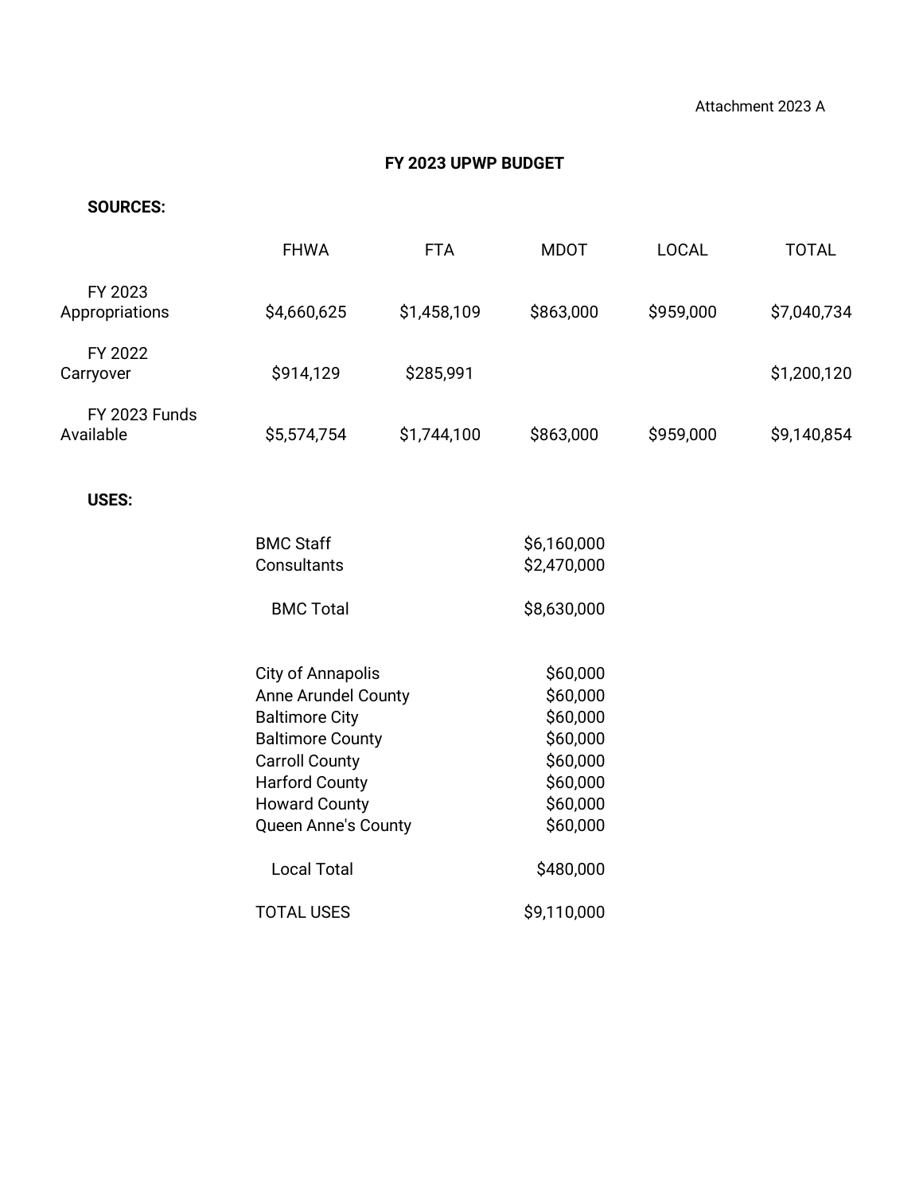Attachment 2023 A

# FY 2023 UPWP BUDGET

**SOURCES:**

| | FHWA | FTA | MDOT | LOCAL | TOTAL |
|---|---|---|---|---|---|
| FY 2023 Appropriations | $4,660,625 | $1,458,109 | $863,000 | $959,000 | $7,040,734 |
| FY 2022 Carryover | $914,129 | $285,991 | | | $1,200,120 |
| FY 2023 Funds Available | $5,574,754 | $1,744,100 | $863,000 | $959,000 | $9,140,854 |

**USES:**

| | |
|---|---|
| BMC Staff | $6,160,000 |
| Consultants | $2,470,000 |
| BMC Total | $8,630,000 |
| City of Annapolis | $60,000 |
| Anne Arundel County | $60,000 |
| Baltimore City | $60,000 |
| Baltimore County | $60,000 |
| Carroll County | $60,000 |
| Harford County | $60,000 |
| Howard County | $60,000 |
| Queen Anne's County | $60,000 |
| Local Total | $480,000 |
| TOTAL USES | $9,110,000 |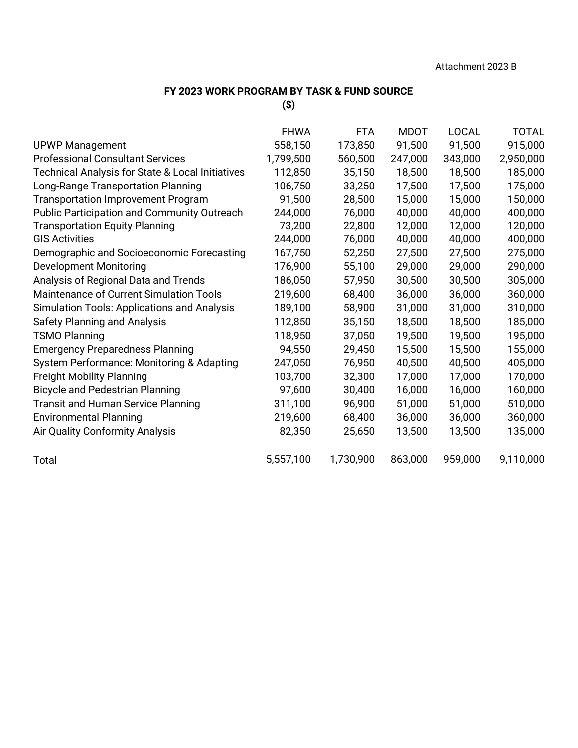Attachment 2023 B

## FY 2023 WORK PROGRAM BY TASK & FUND SOURCE
**($)**

| | FHWA | FTA | MDOT | LOCAL | TOTAL |
|---|---|---|---|---|---|
| UPWP Management | 558,150 | 173,850 | 91,500 | 91,500 | 915,000 |
| Professional Consultant Services | 1,799,500 | 560,500 | 247,000 | 343,000 | 2,950,000 |
| Technical Analysis for State & Local Initiatives | 112,850 | 35,150 | 18,500 | 18,500 | 185,000 |
| Long-Range Transportation Planning | 106,750 | 33,250 | 17,500 | 17,500 | 175,000 |
| Transportation Improvement Program | 91,500 | 28,500 | 15,000 | 15,000 | 150,000 |
| Public Participation and Community Outreach | 244,000 | 76,000 | 40,000 | 40,000 | 400,000 |
| Transportation Equity Planning | 73,200 | 22,800 | 12,000 | 12,000 | 120,000 |
| GIS Activities | 244,000 | 76,000 | 40,000 | 40,000 | 400,000 |
| Demographic and Socioeconomic Forecasting | 167,750 | 52,250 | 27,500 | 27,500 | 275,000 |
| Development Monitoring | 176,900 | 55,100 | 29,000 | 29,000 | 290,000 |
| Analysis of Regional Data and Trends | 186,050 | 57,950 | 30,500 | 30,500 | 305,000 |
| Maintenance of Current Simulation Tools | 219,600 | 68,400 | 36,000 | 36,000 | 360,000 |
| Simulation Tools: Applications and Analysis | 189,100 | 58,900 | 31,000 | 31,000 | 310,000 |
| Safety Planning and Analysis | 112,850 | 35,150 | 18,500 | 18,500 | 185,000 |
| TSMO Planning | 118,950 | 37,050 | 19,500 | 19,500 | 195,000 |
| Emergency Preparedness Planning | 94,550 | 29,450 | 15,500 | 15,500 | 155,000 |
| System Performance: Monitoring & Adapting | 247,050 | 76,950 | 40,500 | 40,500 | 405,000 |
| Freight Mobility Planning | 103,700 | 32,300 | 17,000 | 17,000 | 170,000 |
| Bicycle and Pedestrian Planning | 97,600 | 30,400 | 16,000 | 16,000 | 160,000 |
| Transit and Human Service Planning | 311,100 | 96,900 | 51,000 | 51,000 | 510,000 |
| Environmental Planning | 219,600 | 68,400 | 36,000 | 36,000 | 360,000 |
| Air Quality Conformity Analysis | 82,350 | 25,650 | 13,500 | 13,500 | 135,000 |
| Total | 5,557,100 | 1,730,900 | 863,000 | 959,000 | 9,110,000 |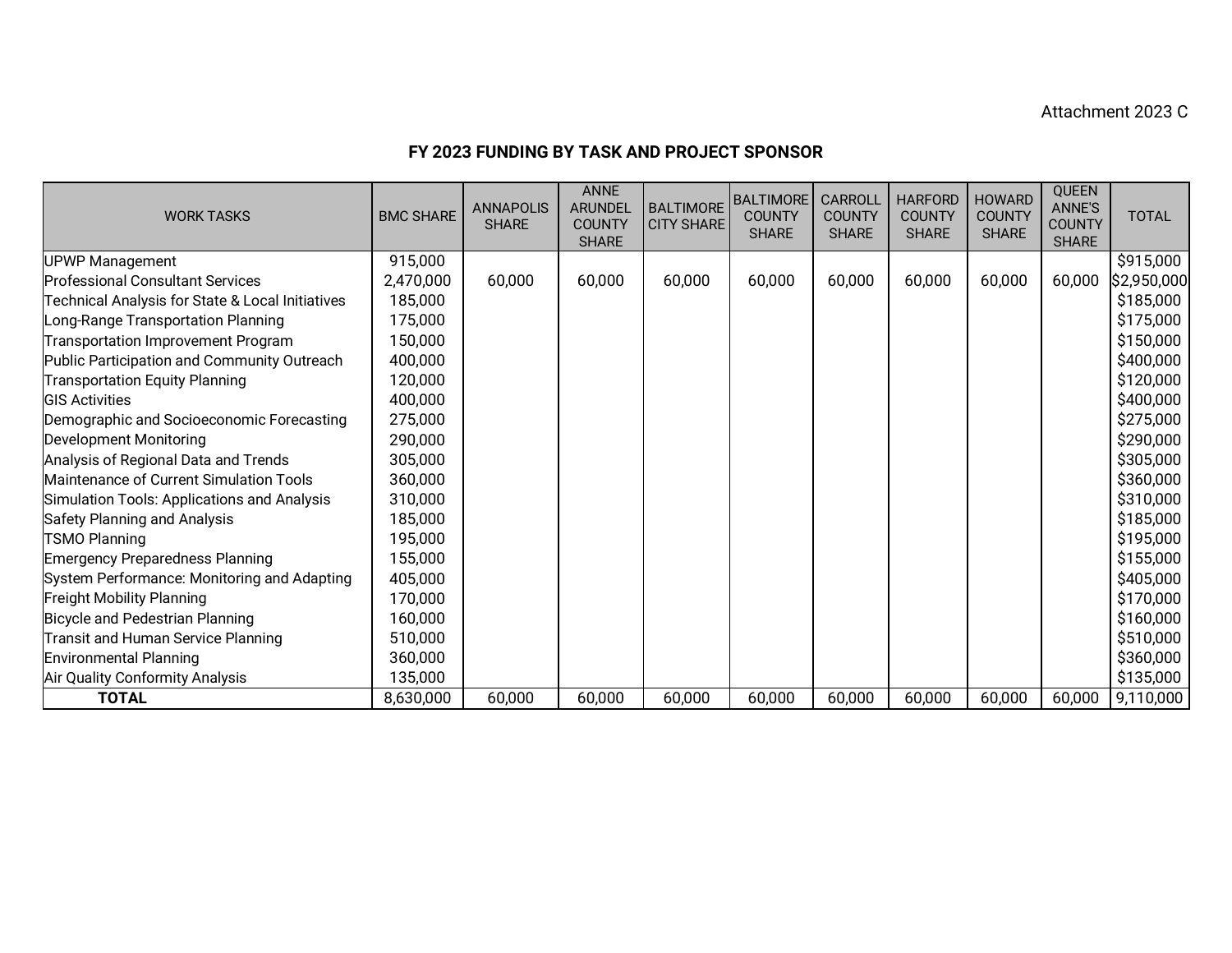Attachment 2023 C

## FY 2023 FUNDING BY TASK AND PROJECT SPONSOR

| WORK TASKS | BMC SHARE | ANNAPOLIS SHARE | ANNE ARUNDEL COUNTY SHARE | BALTIMORE CITY SHARE | BALTIMORE COUNTY SHARE | CARROLL COUNTY SHARE | HARFORD COUNTY SHARE | HOWARD COUNTY SHARE | QUEEN ANNE'S COUNTY SHARE | TOTAL |
|---|---|---|---|---|---|---|---|---|---|---|
| UPWP Management | 915,000 | | | | | | | | | $915,000 |
| Professional Consultant Services | 2,470,000 | 60,000 | 60,000 | 60,000 | 60,000 | 60,000 | 60,000 | 60,000 | 60,000 | $2,950,000 |
| Technical Analysis for State & Local Initiatives | 185,000 | | | | | | | | | $185,000 |
| Long-Range Transportation Planning | 175,000 | | | | | | | | | $175,000 |
| Transportation Improvement Program | 150,000 | | | | | | | | | $150,000 |
| Public Participation and Community Outreach | 400,000 | | | | | | | | | $400,000 |
| Transportation Equity Planning | 120,000 | | | | | | | | | $120,000 |
| GIS Activities | 400,000 | | | | | | | | | $400,000 |
| Demographic and Socioeconomic Forecasting | 275,000 | | | | | | | | | $275,000 |
| Development Monitoring | 290,000 | | | | | | | | | $290,000 |
| Analysis of Regional Data and Trends | 305,000 | | | | | | | | | $305,000 |
| Maintenance of Current Simulation Tools | 360,000 | | | | | | | | | $360,000 |
| Simulation Tools: Applications and Analysis | 310,000 | | | | | | | | | $310,000 |
| Safety Planning and Analysis | 185,000 | | | | | | | | | $185,000 |
| TSMO Planning | 195,000 | | | | | | | | | $195,000 |
| Emergency Preparedness Planning | 155,000 | | | | | | | | | $155,000 |
| System Performance: Monitoring and Adapting | 405,000 | | | | | | | | | $405,000 |
| Freight Mobility Planning | 170,000 | | | | | | | | | $170,000 |
| Bicycle and Pedestrian Planning | 160,000 | | | | | | | | | $160,000 |
| Transit and Human Service Planning | 510,000 | | | | | | | | | $510,000 |
| Environmental Planning | 360,000 | | | | | | | | | $360,000 |
| Air Quality Conformity Analysis | 135,000 | | | | | | | | | $135,000 |
| **TOTAL** | 8,630,000 | 60,000 | 60,000 | 60,000 | 60,000 | 60,000 | 60,000 | 60,000 | 60,000 | 9,110,000 |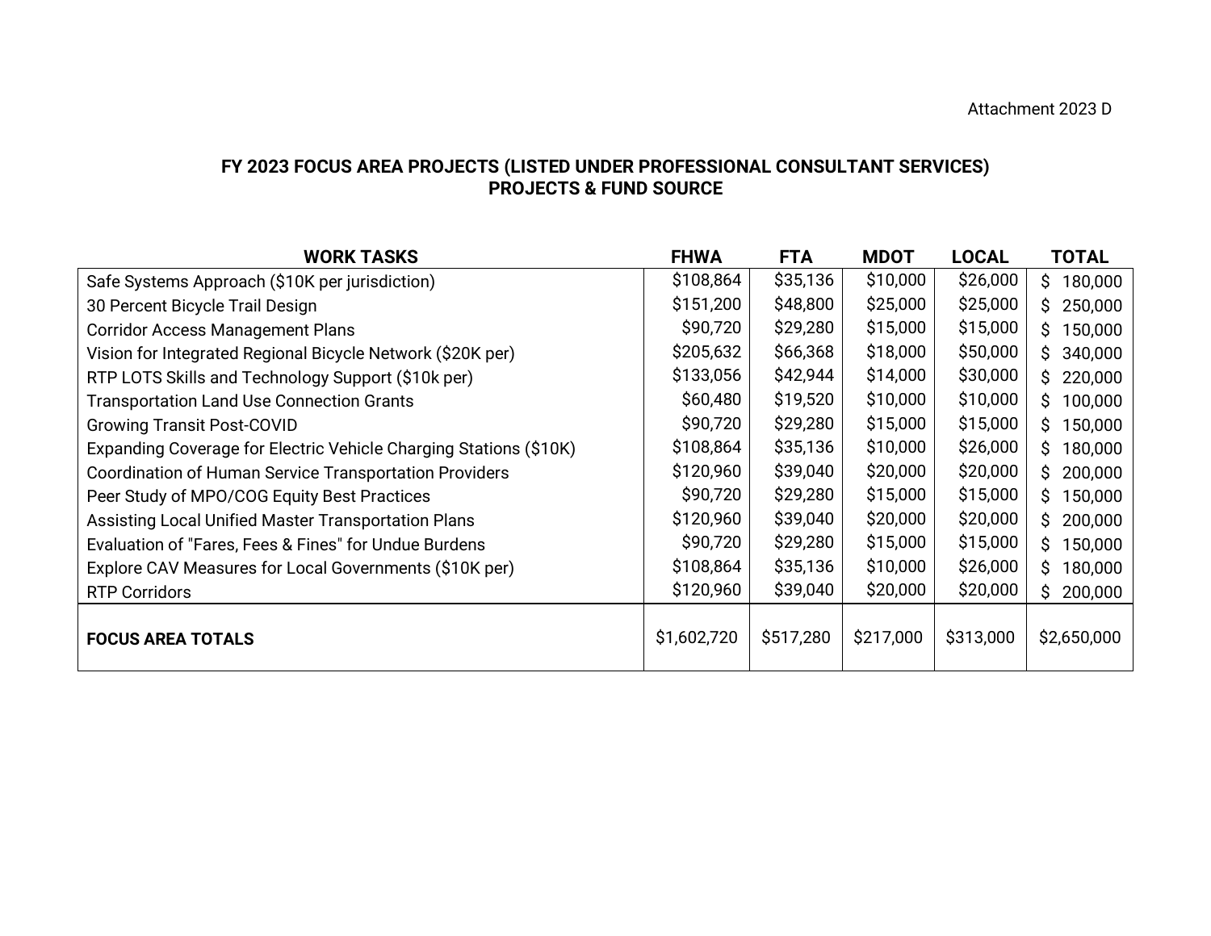Attachment 2023 D

## FY 2023 FOCUS AREA PROJECTS (LISTED UNDER PROFESSIONAL CONSULTANT SERVICES)
## PROJECTS & FUND SOURCE

| WORK TASKS | FHWA | FTA | MDOT | LOCAL | TOTAL |
|---|---|---|---|---|---|
| Safe Systems Approach ($10K per jurisdiction) | $108,864 | $35,136 | $10,000 | $26,000 | $ 180,000 |
| 30 Percent Bicycle Trail Design | $151,200 | $48,800 | $25,000 | $25,000 | $ 250,000 |
| Corridor Access Management Plans | $90,720 | $29,280 | $15,000 | $15,000 | $ 150,000 |
| Vision for Integrated Regional Bicycle Network ($20K per) | $205,632 | $66,368 | $18,000 | $50,000 | $ 340,000 |
| RTP LOTS Skills and Technology Support ($10k per) | $133,056 | $42,944 | $14,000 | $30,000 | $ 220,000 |
| Transportation Land Use Connection Grants | $60,480 | $19,520 | $10,000 | $10,000 | $ 100,000 |
| Growing Transit Post-COVID | $90,720 | $29,280 | $15,000 | $15,000 | $ 150,000 |
| Expanding Coverage for Electric Vehicle Charging Stations ($10K) | $108,864 | $35,136 | $10,000 | $26,000 | $ 180,000 |
| Coordination of Human Service Transportation Providers | $120,960 | $39,040 | $20,000 | $20,000 | $ 200,000 |
| Peer Study of MPO/COG Equity Best Practices | $90,720 | $29,280 | $15,000 | $15,000 | $ 150,000 |
| Assisting Local Unified Master Transportation Plans | $120,960 | $39,040 | $20,000 | $20,000 | $ 200,000 |
| Evaluation of "Fares, Fees & Fines" for Undue Burdens | $90,720 | $29,280 | $15,000 | $15,000 | $ 150,000 |
| Explore CAV Measures for Local Governments ($10K per) | $108,864 | $35,136 | $10,000 | $26,000 | $ 180,000 |
| RTP Corridors | $120,960 | $39,040 | $20,000 | $20,000 | $ 200,000 |
| **FOCUS AREA TOTALS** | $1,602,720 | $517,280 | $217,000 | $313,000 | $2,650,000 |